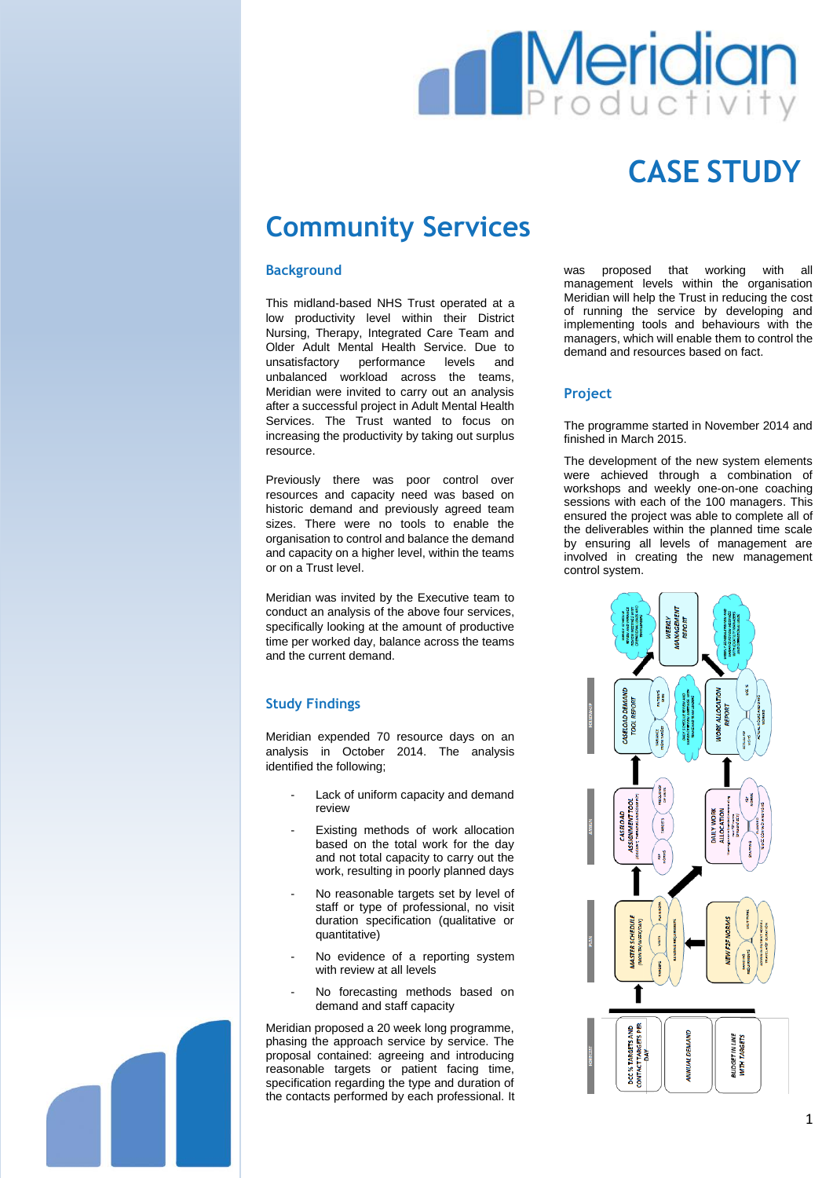# CASE STUDY

# Community Services

## Background

This midland-based NHS Trust operated at a low productivity level within their District Nursing, Therapy, Integrated Care Team and Older Adult Mental Health Service. Due to unsatisfactory performance levels and unbalanced workload across the teams, Meridian were invited to carry out an analysis after a successful project in Adult Mental Health Services. The Trust wanted to focus on increasing the productivity by taking out surplus resource.

Previously there was poor control over resources and capacity need was based on historic demand and previously agreed team sizes. There were no tools to enable the organisation to control and balance the demand and capacity on a higher level, within the teams or on a Trust level.

Meridian was invited by the Executive team to conduct an analysis of the above four services, specifically looking at the amount of productive time per worked day, balance across the teams and the current demand.

## Study Findings

Meridian expended 70 resource days on an analysis in October 2014. The analysis identified the following;

- Lack of uniform capacity and demand review
- Existing methods of work allocation based on the total work for the day and not total capacity to carry out the work, resulting in poorly planned days
- No reasonable targets set by level of staff or type of professional, no visit duration specification (qualitative or quantitative)
- No evidence of a reporting system with review at all levels
- No forecasting methods based on demand and staff capacity

Meridian proposed a 20 week long programme, phasing the approach service by service. The proposal contained: agreeing and introducing reasonable targets or patient facing time, specification regarding the type and duration of the contacts performed by each professional. It was proposed that working with all management levels within the organisation Meridian will help the Trust in reducing the cost of running the service by developing and implementing tools and behaviours with the managers, which will enable them to control the demand and resources based on fact.

## Project

The programme started in November 2014 and finished in March 2015.

The development of the new system elements were achieved through a combination of workshops and weekly one-on-one coaching sessions with each of the 100 managers. This ensured the project was able to complete all of the deliverables within the planned time scale by ensuring all levels of management are involved in creating the new management control system.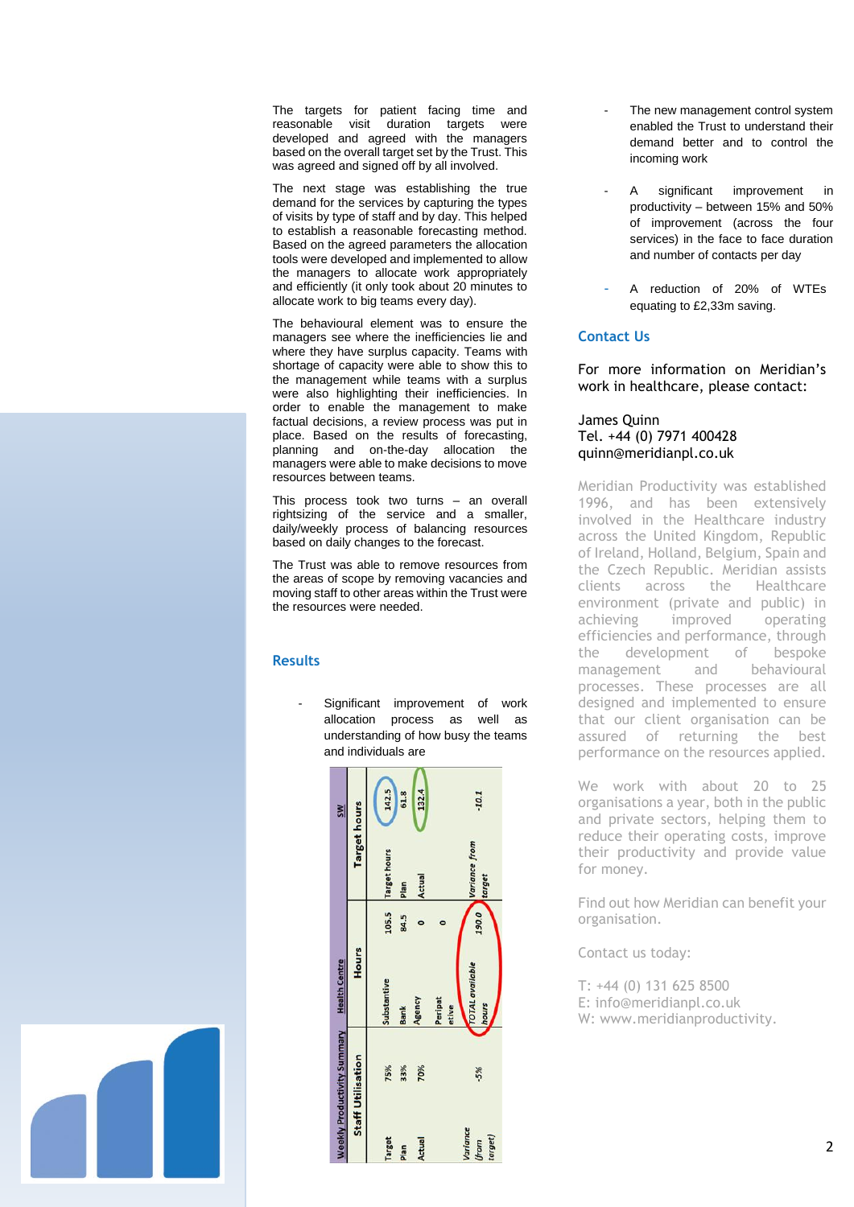The targets for patient facing time and reasonable visit duration targets were developed and agreed with the managers based on the overall target set by the Trust. This was agreed and signed off by all involved.

The next stage was establishing the true demand for the services by capturing the types of visits by type of staff and by day. This helped to establish a reasonable forecasting method. Based on the agreed parameters the allocation tools were developed and implemented to allow the managers to allocate work appropriately and efficiently (it only took about 20 minutes to allocate work to big teams every day).

The behavioural element was to ensure the managers see where the inefficiencies lie and where they have surplus capacity. Teams with shortage of capacity were able to show this to the management while teams with a surplus were also highlighting their inefficiencies. In order to enable the management to make factual decisions, a review process was put in place. Based on the results of forecasting, planning and on-the-day allocation the managers were able to make decisions to move resources between teams.

This process took two turns – an overall rightsizing of the service and a smaller, daily/weekly process of balancing resources based on daily changes to the forecast.

The Trust was able to remove resources from the areas of scope by removing vacancies and moving staff to other areas within the Trust were the resources were needed.

## Results

- Significant improvement of work allocation process as well as understanding of how busy the teams and individuals are

| Weekly Productivity Summary | | Health Centre | | SW | |
|---|---|---|---|---|---|
| Staff Utilisation | | Hours | | Target hours | |
| Target | 75% | Substantive | 105.5 | Target hours | 142.5 |
| Plan | 33% | Bank | 84.5 | Plan | 61.8 |
| Actual | 70% | Agency | 0 | Actual | 132.4 |
| | | Peripatetive | 0 | | |
| Variance (from target) | -5% | TOTAL available hours | 190.0 | Variance from target | -10.1 |

- The new management control system enabled the Trust to understand their demand better and to control the incoming work
- A significant improvement in productivity – between 15% and 50% of improvement (across the four services) in the face to face duration and number of contacts per day
- A reduction of 20% of WTEs equating to £2,33m saving.

## Contact Us

For more information on Meridian's work in healthcare, please contact:

James Quinn
Tel. +44 (0) 7971 400428
quinn@meridianpl.co.uk

Meridian Productivity was established 1996, and has been extensively involved in the Healthcare industry across the United Kingdom, Republic of Ireland, Holland, Belgium, Spain and the Czech Republic. Meridian assists clients across the Healthcare environment (private and public) in achieving improved operating efficiencies and performance, through the development of bespoke management and behavioural processes. These processes are all designed and implemented to ensure that our client organisation can be assured of returning the best performance on the resources applied.

We work with about 20 to 25 organisations a year, both in the public and private sectors, helping them to reduce their operating costs, improve their productivity and provide value for money.

Find out how Meridian can benefit your organisation.

Contact us today:

T: +44 (0) 131 625 8500
E: info@meridianpl.co.uk
W: www.meridianproductivity.